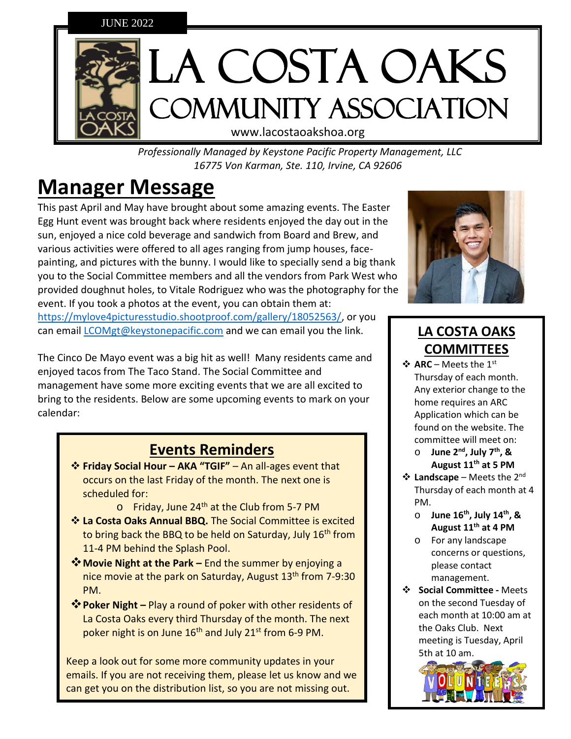JUNE 2022

# LA COSTA OAKS COMMUNITY ASSOCIATION

www.lacostaoakshoa.org

*Professionally Managed by Keystone Pacific Property Management, LLC*
*16775 Von Karman, Ste. 110, Irvine, CA 92606*

# Manager Message

This past April and May have brought about some amazing events. The Easter Egg Hunt event was brought back where residents enjoyed the day out in the sun, enjoyed a nice cold beverage and sandwich from Board and Brew, and various activities were offered to all ages ranging from jump houses, face-painting, and pictures with the bunny. I would like to specially send a big thank you to the Social Committee members and all the vendors from Park West who provided doughnut holes, to Vitale Rodriguez who was the photography for the event. If you took a photos at the event, you can obtain them at: https://mylove4picturesstudio.shootproof.com/gallery/18052563/, or you can email LCOMgt@keystonepacific.com and we can email you the link.

The Cinco De Mayo event was a big hit as well! Many residents came and enjoyed tacos from The Taco Stand. The Social Committee and management have some more exciting events that we are all excited to bring to the residents. Below are some upcoming events to mark on your calendar:

## Events Reminders

- **Friday Social Hour – AKA "TGIF"** – An all-ages event that occurs on the last Friday of the month. The next one is scheduled for:
  - Friday, June 24th at the Club from 5-7 PM
- **La Costa Oaks Annual BBQ.** The Social Committee is excited to bring back the BBQ to be held on Saturday, July 16th from 11-4 PM behind the Splash Pool.
- **Movie Night at the Park –** End the summer by enjoying a nice movie at the park on Saturday, August 13th from 7-9:30 PM.
- **Poker Night –** Play a round of poker with other residents of La Costa Oaks every third Thursday of the month. The next poker night is on June 16th and July 21st from 6-9 PM.

Keep a look out for some more community updates in your emails. If you are not receiving them, please let us know and we can get you on the distribution list, so you are not missing out.

## LA COSTA OAKS COMMITTEES

- **ARC** – Meets the 1st Thursday of each month. Any exterior change to the home requires an ARC Application which can be found on the website. The committee will meet on:
  - **June 2nd, July 7th, & August 11th at 5 PM**
- **Landscape** – Meets the 2nd Thursday of each month at 4 PM.
  - **June 16th, July 14th, & August 11th at 4 PM**
  - For any landscape concerns or questions, please contact management.
- **Social Committee -** Meets on the second Tuesday of each month at 10:00 am at the Oaks Club. Next meeting is Tuesday, April 5th at 10 am.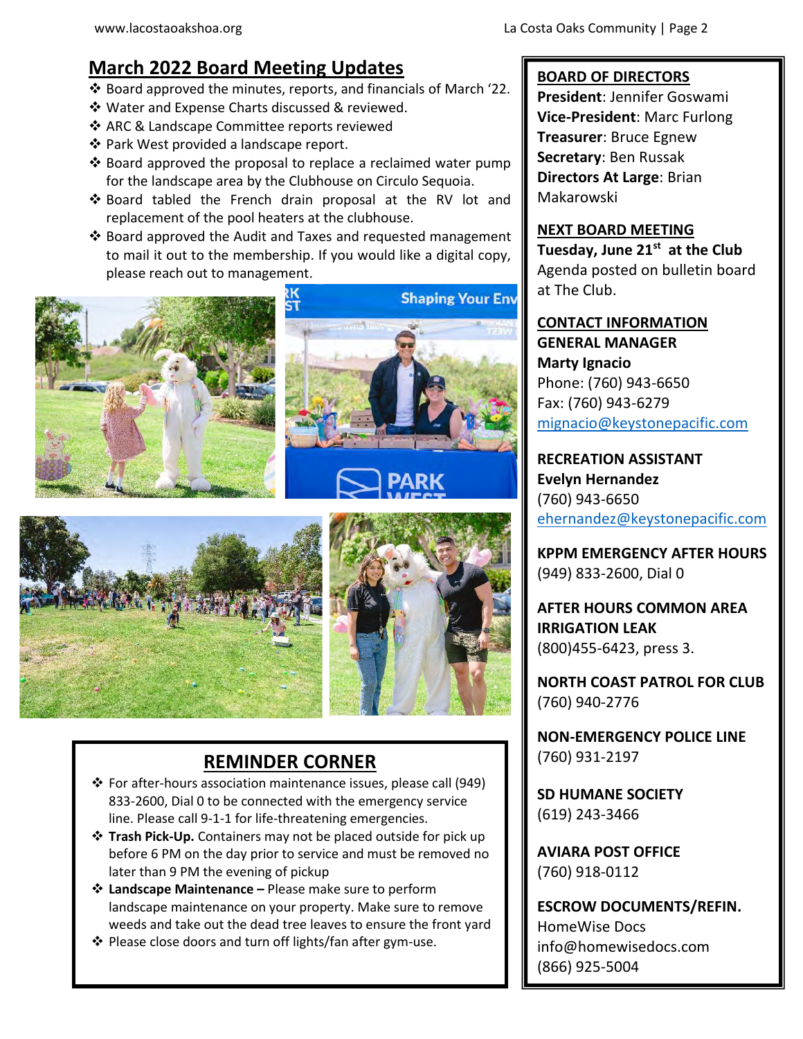## March 2022 Board Meeting Updates

- Board approved the minutes, reports, and financials of March '22.
- Water and Expense Charts discussed & reviewed.
- ARC & Landscape Committee reports reviewed
- Park West provided a landscape report.
- Board approved the proposal to replace a reclaimed water pump for the landscape area by the Clubhouse on Circulo Sequoia.
- Board tabled the French drain proposal at the RV lot and replacement of the pool heaters at the clubhouse.
- Board approved the Audit and Taxes and requested management to mail it out to the membership. If you would like a digital copy, please reach out to management.

## REMINDER CORNER

- For after-hours association maintenance issues, please call (949) 833-2600, Dial 0 to be connected with the emergency service line. Please call 9-1-1 for life-threatening emergencies.
- **Trash Pick-Up.** Containers may not be placed outside for pick up before 6 PM on the day prior to service and must be removed no later than 9 PM the evening of pickup
- **Landscape Maintenance –** Please make sure to perform landscape maintenance on your property. Make sure to remove weeds and take out the dead tree leaves to ensure the front yard
- Please close doors and turn off lights/fan after gym-use.

## BOARD OF DIRECTORS

**President**: Jennifer Goswami
**Vice-President**: Marc Furlong
**Treasurer**: Bruce Egnew
**Secretary**: Ben Russak
**Directors At Large**: Brian Makarowski

## NEXT BOARD MEETING

**Tuesday, June 21st at the Club**
Agenda posted on bulletin board at The Club.

## CONTACT INFORMATION

**GENERAL MANAGER**
**Marty Ignacio**
Phone: (760) 943-6650
Fax: (760) 943-6279
mignacio@keystonepacific.com

**RECREATION ASSISTANT**
**Evelyn Hernandez**
(760) 943-6650
ehernandez@keystonepacific.com

**KPPM EMERGENCY AFTER HOURS**
(949) 833-2600, Dial 0

**AFTER HOURS COMMON AREA IRRIGATION LEAK**
(800)455-6423, press 3.

**NORTH COAST PATROL FOR CLUB**
(760) 940-2776

**NON-EMERGENCY POLICE LINE**
(760) 931-2197

**SD HUMANE SOCIETY**
(619) 243-3466

**AVIARA POST OFFICE**
(760) 918-0112

**ESCROW DOCUMENTS/REFIN.**
HomeWise Docs
info@homewisedocs.com
(866) 925-5004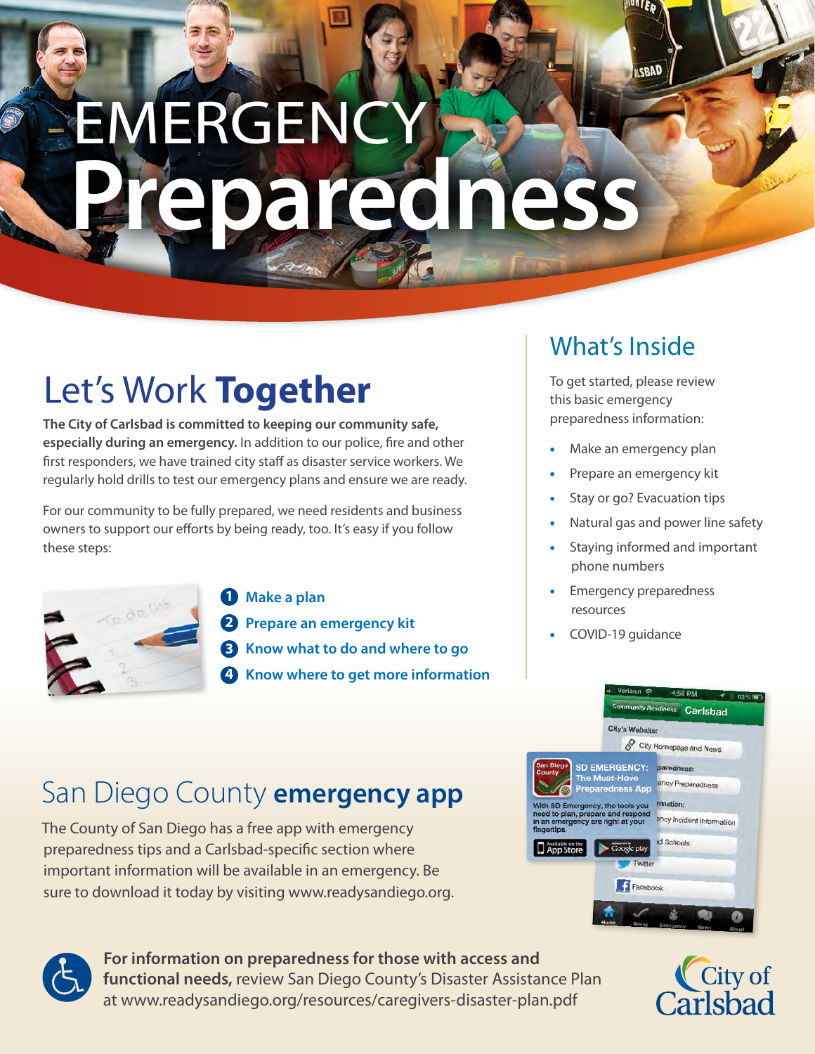# EMERGENCY Preparedness

## Let's Work Together

**The City of Carlsbad is committed to keeping our community safe, especially during an emergency.** In addition to our police, fire and other first responders, we have trained city staff as disaster service workers. We regularly hold drills to test our emergency plans and ensure we are ready.

For our community to be fully prepared, we need residents and business owners to support our efforts by being ready, too. It's easy if you follow these steps:

1. **Make a plan**
2. **Prepare an emergency kit**
3. **Know what to do and where to go**
4. **Know where to get more information**

## What's Inside

To get started, please review this basic emergency preparedness information:

- Make an emergency plan
- Prepare an emergency kit
- Stay or go? Evacuation tips
- Natural gas and power line safety
- Staying informed and important phone numbers
- Emergency preparedness resources
- COVID-19 guidance

## San Diego County **emergency app**

The County of San Diego has a free app with emergency preparedness tips and a Carlsbad-specific section where important information will be available in an emergency. Be sure to download it today by visiting www.readysandiego.org.

**For information on preparedness for those with access and functional needs,** review San Diego County's Disaster Assistance Plan at www.readysandiego.org/resources/caregivers-disaster-plan.pdf

City of Carlsbad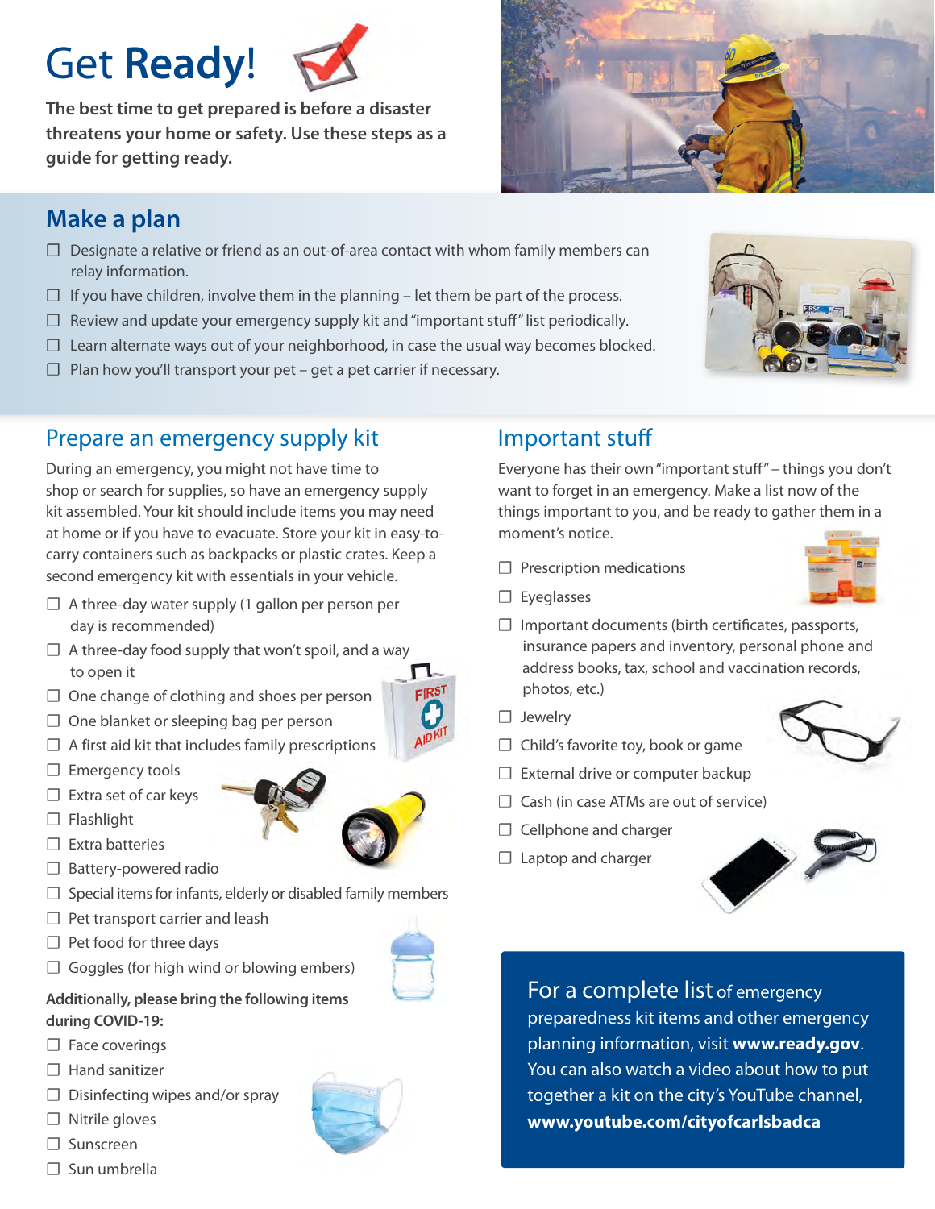# Get Ready!

**The best time to get prepared is before a disaster threatens your home or safety. Use these steps as a guide for getting ready.**

## Make a plan

- ☐ Designate a relative or friend as an out-of-area contact with whom family members can relay information.
- ☐ If you have children, involve them in the planning – let them be part of the process.
- ☐ Review and update your emergency supply kit and "important stuff" list periodically.
- ☐ Learn alternate ways out of your neighborhood, in case the usual way becomes blocked.
- ☐ Plan how you'll transport your pet – get a pet carrier if necessary.

## Prepare an emergency supply kit

During an emergency, you might not have time to shop or search for supplies, so have an emergency supply kit assembled. Your kit should include items you may need at home or if you have to evacuate. Store your kit in easy-to-carry containers such as backpacks or plastic crates. Keep a second emergency kit with essentials in your vehicle.

- ☐ A three-day water supply (1 gallon per person per day is recommended)
- ☐ A three-day food supply that won't spoil, and a way to open it
- ☐ One change of clothing and shoes per person
- ☐ One blanket or sleeping bag per person
- ☐ A first aid kit that includes family prescriptions
- ☐ Emergency tools
- ☐ Extra set of car keys
- ☐ Flashlight
- ☐ Extra batteries
- ☐ Battery-powered radio
- ☐ Special items for infants, elderly or disabled family members
- ☐ Pet transport carrier and leash
- ☐ Pet food for three days
- ☐ Goggles (for high wind or blowing embers)

**Additionally, please bring the following items during COVID-19:**

- ☐ Face coverings
- ☐ Hand sanitizer
- ☐ Disinfecting wipes and/or spray
- ☐ Nitrile gloves
- ☐ Sunscreen
- ☐ Sun umbrella

## Important stuff

Everyone has their own "important stuff" – things you don't want to forget in an emergency. Make a list now of the things important to you, and be ready to gather them in a moment's notice.

- ☐ Prescription medications
- ☐ Eyeglasses
- ☐ Important documents (birth certificates, passports, insurance papers and inventory, personal phone and address books, tax, school and vaccination records, photos, etc.)
- ☐ Jewelry
- ☐ Child's favorite toy, book or game
- ☐ External drive or computer backup
- ☐ Cash (in case ATMs are out of service)
- ☐ Cellphone and charger
- ☐ Laptop and charger

For a complete list of emergency preparedness kit items and other emergency planning information, visit **www.ready.gov**. You can also watch a video about how to put together a kit on the city's YouTube channel, **www.youtube.com/cityofcarlsbadca**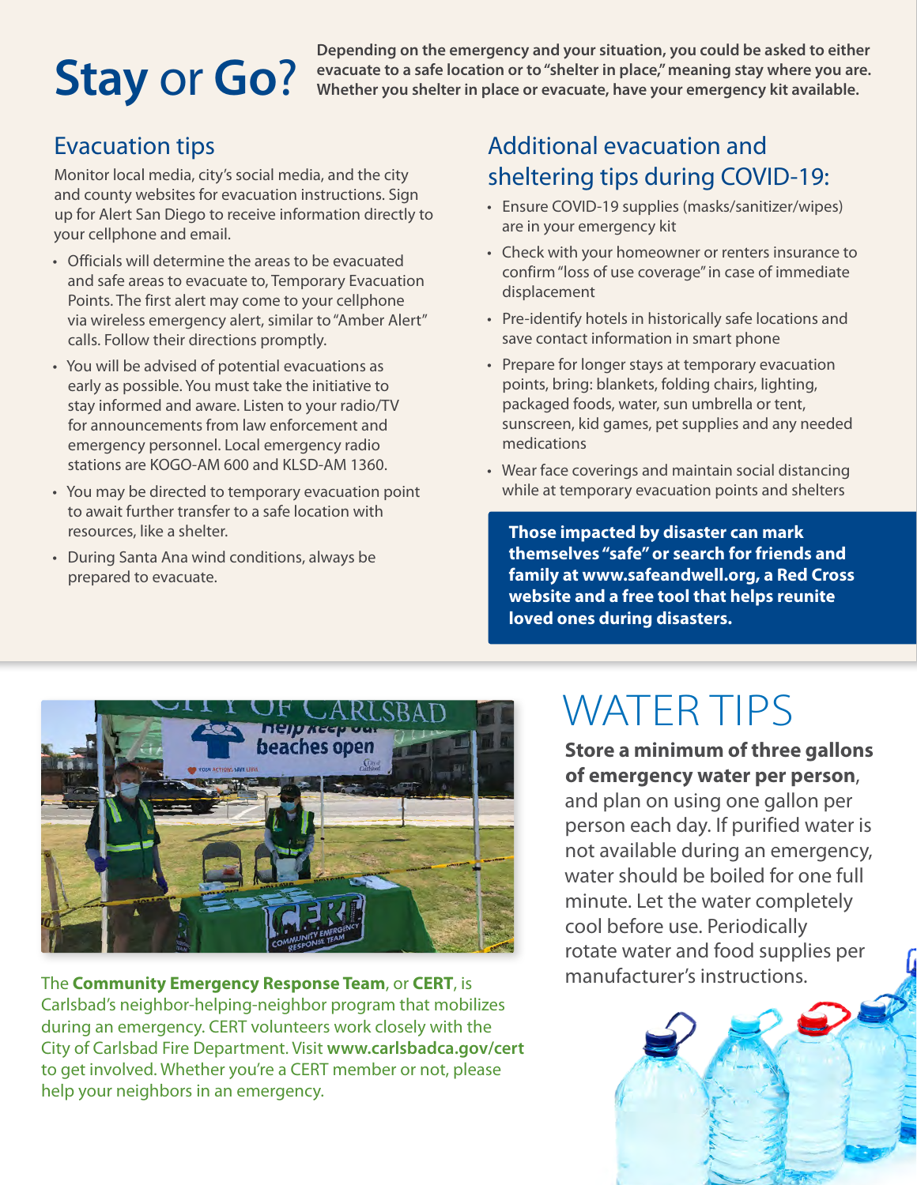# Stay or Go?

**Depending on the emergency and your situation, you could be asked to either evacuate to a safe location or to "shelter in place," meaning stay where you are. Whether you shelter in place or evacuate, have your emergency kit available.**

## Evacuation tips

Monitor local media, city's social media, and the city and county websites for evacuation instructions. Sign up for Alert San Diego to receive information directly to your cellphone and email.

- Officials will determine the areas to be evacuated and safe areas to evacuate to, Temporary Evacuation Points. The first alert may come to your cellphone via wireless emergency alert, similar to "Amber Alert" calls. Follow their directions promptly.
- You will be advised of potential evacuations as early as possible. You must take the initiative to stay informed and aware. Listen to your radio/TV for announcements from law enforcement and emergency personnel. Local emergency radio stations are KOGO-AM 600 and KLSD-AM 1360.
- You may be directed to temporary evacuation point to await further transfer to a safe location with resources, like a shelter.
- During Santa Ana wind conditions, always be prepared to evacuate.

## Additional evacuation and sheltering tips during COVID-19:

- Ensure COVID-19 supplies (masks/sanitizer/wipes) are in your emergency kit
- Check with your homeowner or renters insurance to confirm "loss of use coverage" in case of immediate displacement
- Pre-identify hotels in historically safe locations and save contact information in smart phone
- Prepare for longer stays at temporary evacuation points, bring: blankets, folding chairs, lighting, packaged foods, water, sun umbrella or tent, sunscreen, kid games, pet supplies and any needed medications
- Wear face coverings and maintain social distancing while at temporary evacuation points and shelters

**Those impacted by disaster can mark themselves "safe" or search for friends and family at www.safeandwell.org, a Red Cross website and a free tool that helps reunite loved ones during disasters.**

The **Community Emergency Response Team**, or **CERT**, is Carlsbad's neighbor-helping-neighbor program that mobilizes during an emergency. CERT volunteers work closely with the City of Carlsbad Fire Department. Visit **www.carlsbadca.gov/cert** to get involved. Whether you're a CERT member or not, please help your neighbors in an emergency.

# WATER TIPS

**Store a minimum of three gallons of emergency water per person**, and plan on using one gallon per person each day. If purified water is not available during an emergency, water should be boiled for one full minute. Let the water completely cool before use. Periodically rotate water and food supplies per manufacturer's instructions.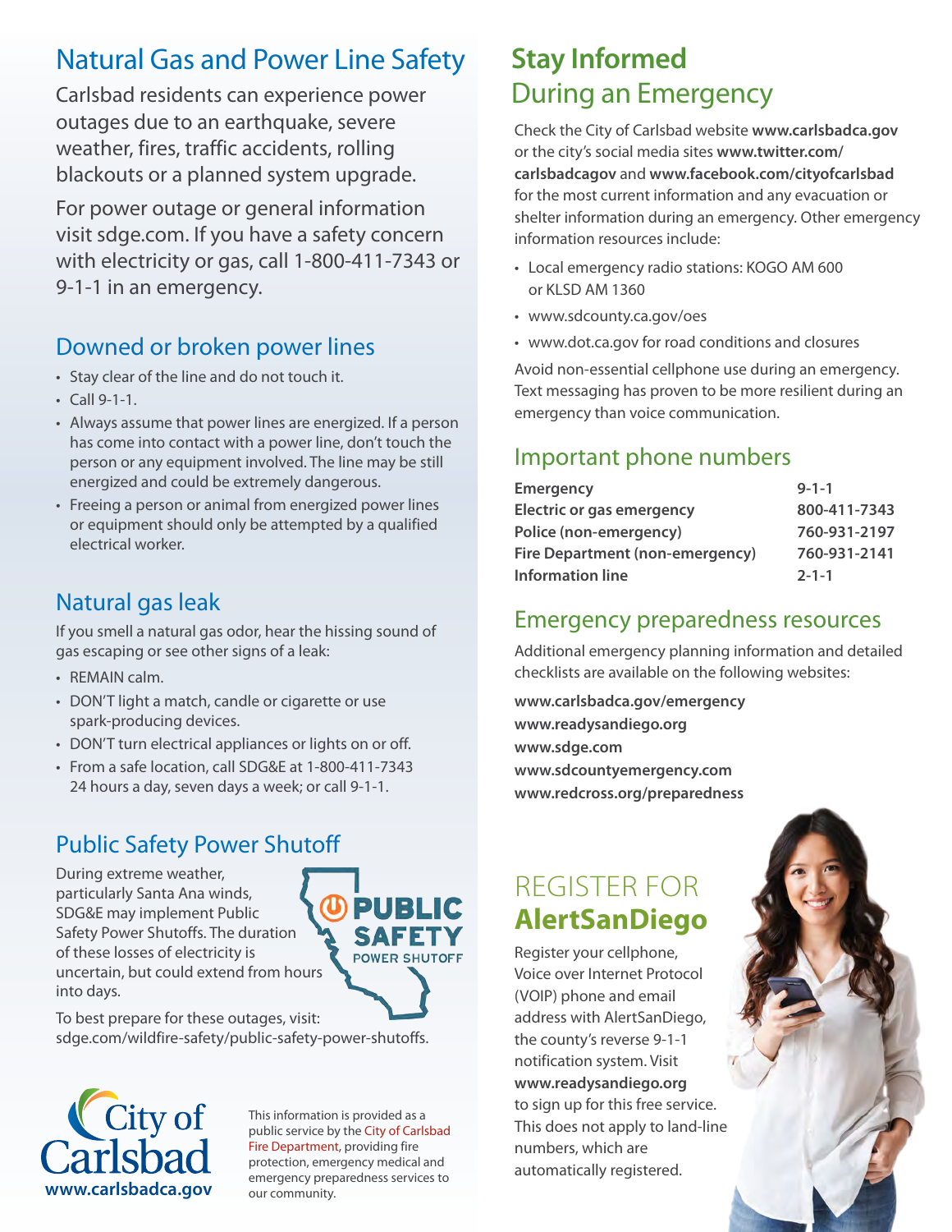## Natural Gas and Power Line Safety

Carlsbad residents can experience power outages due to an earthquake, severe weather, fires, traffic accidents, rolling blackouts or a planned system upgrade.

For power outage or general information visit sdge.com. If you have a safety concern with electricity or gas, call 1-800-411-7343 or 9-1-1 in an emergency.

### Downed or broken power lines

- Stay clear of the line and do not touch it.
- Call 9-1-1.
- Always assume that power lines are energized. If a person has come into contact with a power line, don't touch the person or any equipment involved. The line may be still energized and could be extremely dangerous.
- Freeing a person or animal from energized power lines or equipment should only be attempted by a qualified electrical worker.

### Natural gas leak

If you smell a natural gas odor, hear the hissing sound of gas escaping or see other signs of a leak:

- REMAIN calm.
- DON'T light a match, candle or cigarette or use spark-producing devices.
- DON'T turn electrical appliances or lights on or off.
- From a safe location, call SDG&E at 1-800-411-7343 24 hours a day, seven days a week; or call 9-1-1.

### Public Safety Power Shutoff

During extreme weather, particularly Santa Ana winds, SDG&E may implement Public Safety Power Shutoffs. The duration of these losses of electricity is uncertain, but could extend from hours into days.

PUBLIC SAFETY POWER SHUTOFF

To best prepare for these outages, visit: sdge.com/wildfire-safety/public-safety-power-shutoffs.

City of Carlsbad
www.carlsbadca.gov

This information is provided as a public service by the City of Carlsbad Fire Department, providing fire protection, emergency medical and emergency preparedness services to our community.

## Stay Informed During an Emergency

Check the City of Carlsbad website **www.carlsbadca.gov** or the city's social media sites **www.twitter.com/carlsbadcagov** and **www.facebook.com/cityofcarlsbad** for the most current information and any evacuation or shelter information during an emergency. Other emergency information resources include:

- Local emergency radio stations: KOGO AM 600 or KLSD AM 1360
- www.sdcounty.ca.gov/oes
- www.dot.ca.gov for road conditions and closures

Avoid non-essential cellphone use during an emergency. Text messaging has proven to be more resilient during an emergency than voice communication.

### Important phone numbers

| | |
|---|---|
| **Emergency** | **9-1-1** |
| **Electric or gas emergency** | **800-411-7343** |
| **Police (non-emergency)** | **760-931-2197** |
| **Fire Department (non-emergency)** | **760-931-2141** |
| **Information line** | **2-1-1** |

### Emergency preparedness resources

Additional emergency planning information and detailed checklists are available on the following websites:

**www.carlsbadca.gov/emergency**
**www.readysandiego.org**
**www.sdge.com**
**www.sdcountyemergency.com**
**www.redcross.org/preparedness**

## REGISTER FOR **AlertSanDiego**

Register your cellphone, Voice over Internet Protocol (VOIP) phone and email address with AlertSanDiego, the county's reverse 9-1-1 notification system. Visit **www.readysandiego.org** to sign up for this free service. This does not apply to land-line numbers, which are automatically registered.